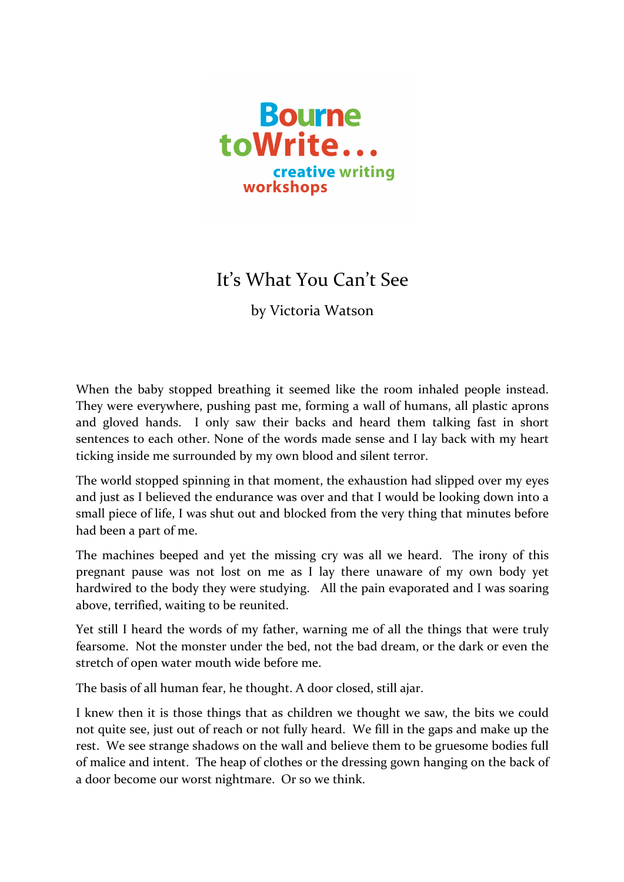Bourne toWrite...
creative writing workshops

# It's What You Can't See

by Victoria Watson

When the baby stopped breathing it seemed like the room inhaled people instead. They were everywhere, pushing past me, forming a wall of humans, all plastic aprons and gloved hands. I only saw their backs and heard them talking fast in short sentences to each other. None of the words made sense and I lay back with my heart ticking inside me surrounded by my own blood and silent terror.

The world stopped spinning in that moment, the exhaustion had slipped over my eyes and just as I believed the endurance was over and that I would be looking down into a small piece of life, I was shut out and blocked from the very thing that minutes before had been a part of me.

The machines beeped and yet the missing cry was all we heard. The irony of this pregnant pause was not lost on me as I lay there unaware of my own body yet hardwired to the body they were studying. All the pain evaporated and I was soaring above, terrified, waiting to be reunited.

Yet still I heard the words of my father, warning me of all the things that were truly fearsome. Not the monster under the bed, not the bad dream, or the dark or even the stretch of open water mouth wide before me.

The basis of all human fear, he thought. A door closed, still ajar.

I knew then it is those things that as children we thought we saw, the bits we could not quite see, just out of reach or not fully heard. We fill in the gaps and make up the rest. We see strange shadows on the wall and believe them to be gruesome bodies full of malice and intent. The heap of clothes or the dressing gown hanging on the back of a door become our worst nightmare. Or so we think.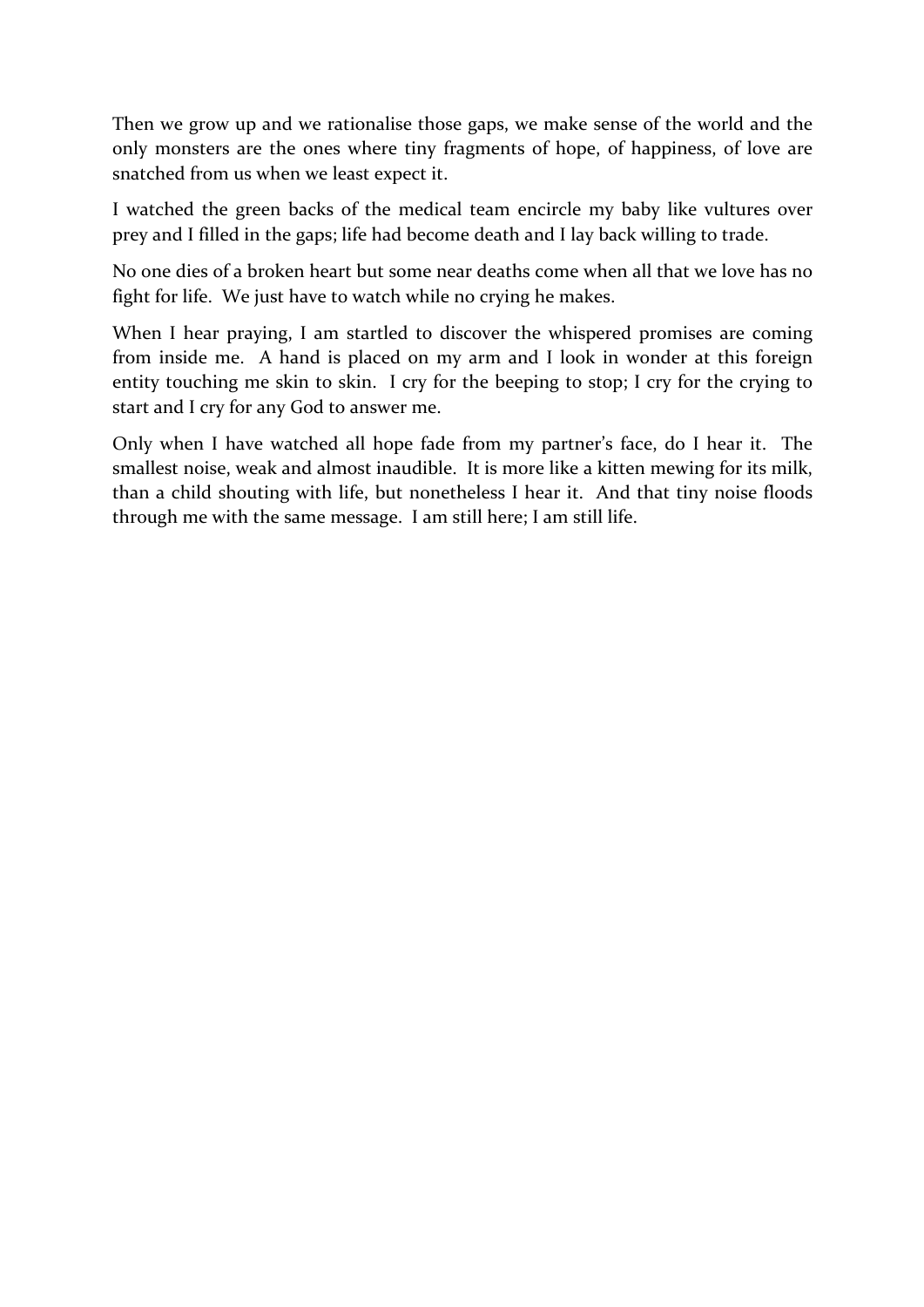Then we grow up and we rationalise those gaps, we make sense of the world and the only monsters are the ones where tiny fragments of hope, of happiness, of love are snatched from us when we least expect it.

I watched the green backs of the medical team encircle my baby like vultures over prey and I filled in the gaps; life had become death and I lay back willing to trade.

No one dies of a broken heart but some near deaths come when all that we love has no fight for life. We just have to watch while no crying he makes.

When I hear praying, I am startled to discover the whispered promises are coming from inside me. A hand is placed on my arm and I look in wonder at this foreign entity touching me skin to skin. I cry for the beeping to stop; I cry for the crying to start and I cry for any God to answer me.

Only when I have watched all hope fade from my partner's face, do I hear it. The smallest noise, weak and almost inaudible. It is more like a kitten mewing for its milk, than a child shouting with life, but nonetheless I hear it. And that tiny noise floods through me with the same message. I am still here; I am still life.